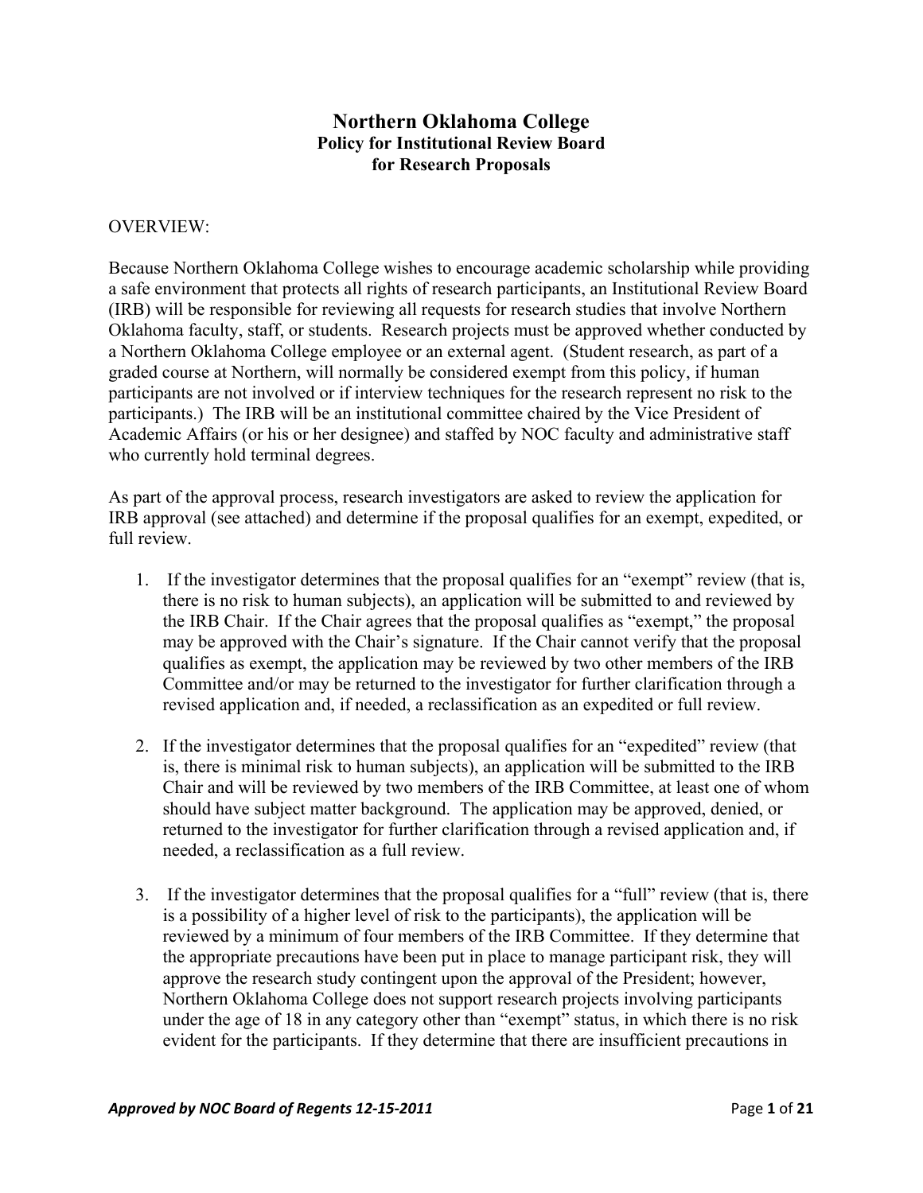# Northern Oklahoma College

## Policy for Institutional Review Board for Research Proposals

OVERVIEW:

Because Northern Oklahoma College wishes to encourage academic scholarship while providing a safe environment that protects all rights of research participants, an Institutional Review Board (IRB) will be responsible for reviewing all requests for research studies that involve Northern Oklahoma faculty, staff, or students. Research projects must be approved whether conducted by a Northern Oklahoma College employee or an external agent. (Student research, as part of a graded course at Northern, will normally be considered exempt from this policy, if human participants are not involved or if interview techniques for the research represent no risk to the participants.) The IRB will be an institutional committee chaired by the Vice President of Academic Affairs (or his or her designee) and staffed by NOC faculty and administrative staff who currently hold terminal degrees.

As part of the approval process, research investigators are asked to review the application for IRB approval (see attached) and determine if the proposal qualifies for an exempt, expedited, or full review.

1. If the investigator determines that the proposal qualifies for an "exempt" review (that is, there is no risk to human subjects), an application will be submitted to and reviewed by the IRB Chair. If the Chair agrees that the proposal qualifies as "exempt," the proposal may be approved with the Chair's signature. If the Chair cannot verify that the proposal qualifies as exempt, the application may be reviewed by two other members of the IRB Committee and/or may be returned to the investigator for further clarification through a revised application and, if needed, a reclassification as an expedited or full review.

2. If the investigator determines that the proposal qualifies for an "expedited" review (that is, there is minimal risk to human subjects), an application will be submitted to the IRB Chair and will be reviewed by two members of the IRB Committee, at least one of whom should have subject matter background. The application may be approved, denied, or returned to the investigator for further clarification through a revised application and, if needed, a reclassification as a full review.

3. If the investigator determines that the proposal qualifies for a "full" review (that is, there is a possibility of a higher level of risk to the participants), the application will be reviewed by a minimum of four members of the IRB Committee. If they determine that the appropriate precautions have been put in place to manage participant risk, they will approve the research study contingent upon the approval of the President; however, Northern Oklahoma College does not support research projects involving participants under the age of 18 in any category other than "exempt" status, in which there is no risk evident for the participants. If they determine that there are insufficient precautions in

*Approved by NOC Board of Regents 12-15-2011*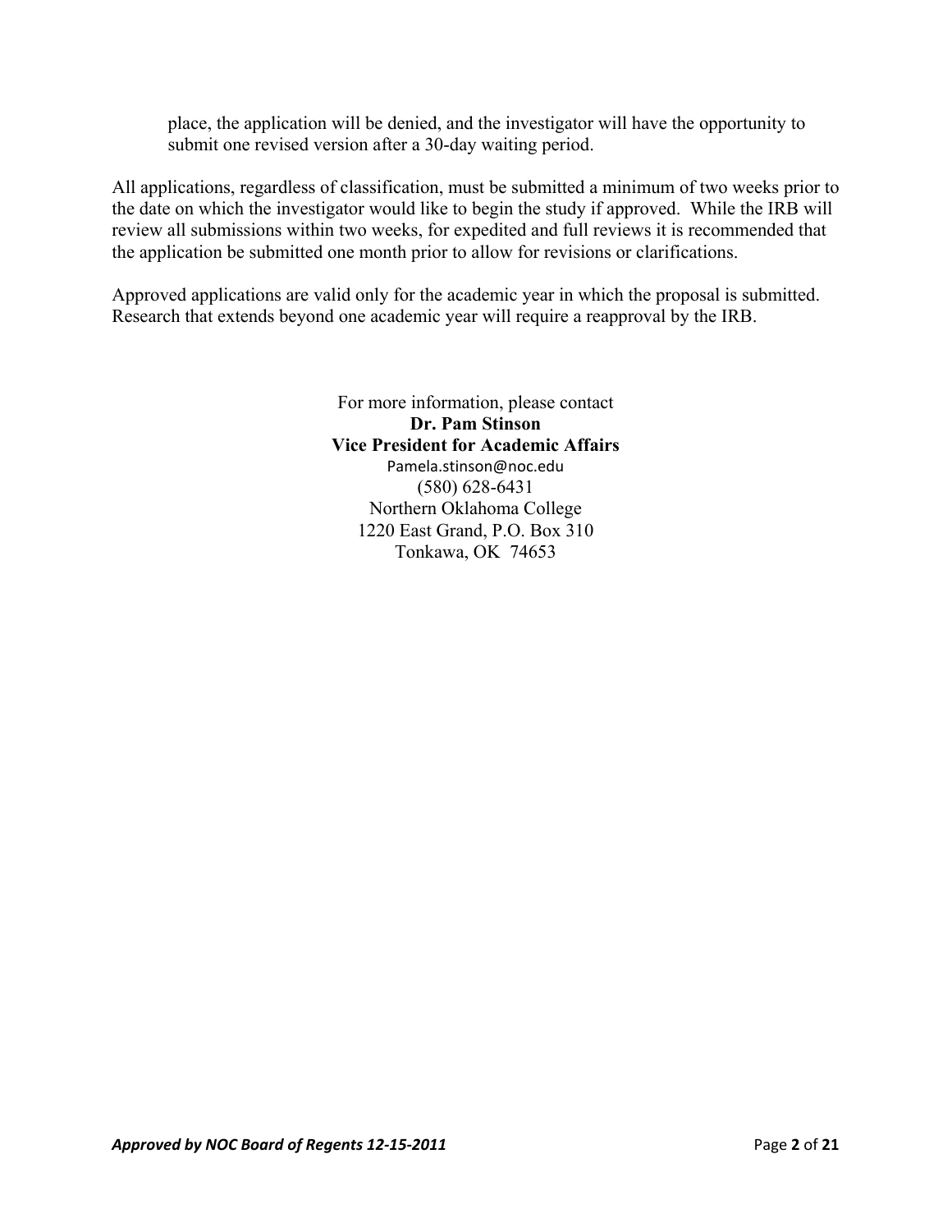place, the application will be denied, and the investigator will have the opportunity to submit one revised version after a 30-day waiting period.

All applications, regardless of classification, must be submitted a minimum of two weeks prior to the date on which the investigator would like to begin the study if approved. While the IRB will review all submissions within two weeks, for expedited and full reviews it is recommended that the application be submitted one month prior to allow for revisions or clarifications.

Approved applications are valid only for the academic year in which the proposal is submitted. Research that extends beyond one academic year will require a reapproval by the IRB.

For more information, please contact
**Dr. Pam Stinson**
**Vice President for Academic Affairs**
Pamela.stinson@noc.edu
(580) 628-6431
Northern Oklahoma College
1220 East Grand, P.O. Box 310
Tonkawa, OK 74653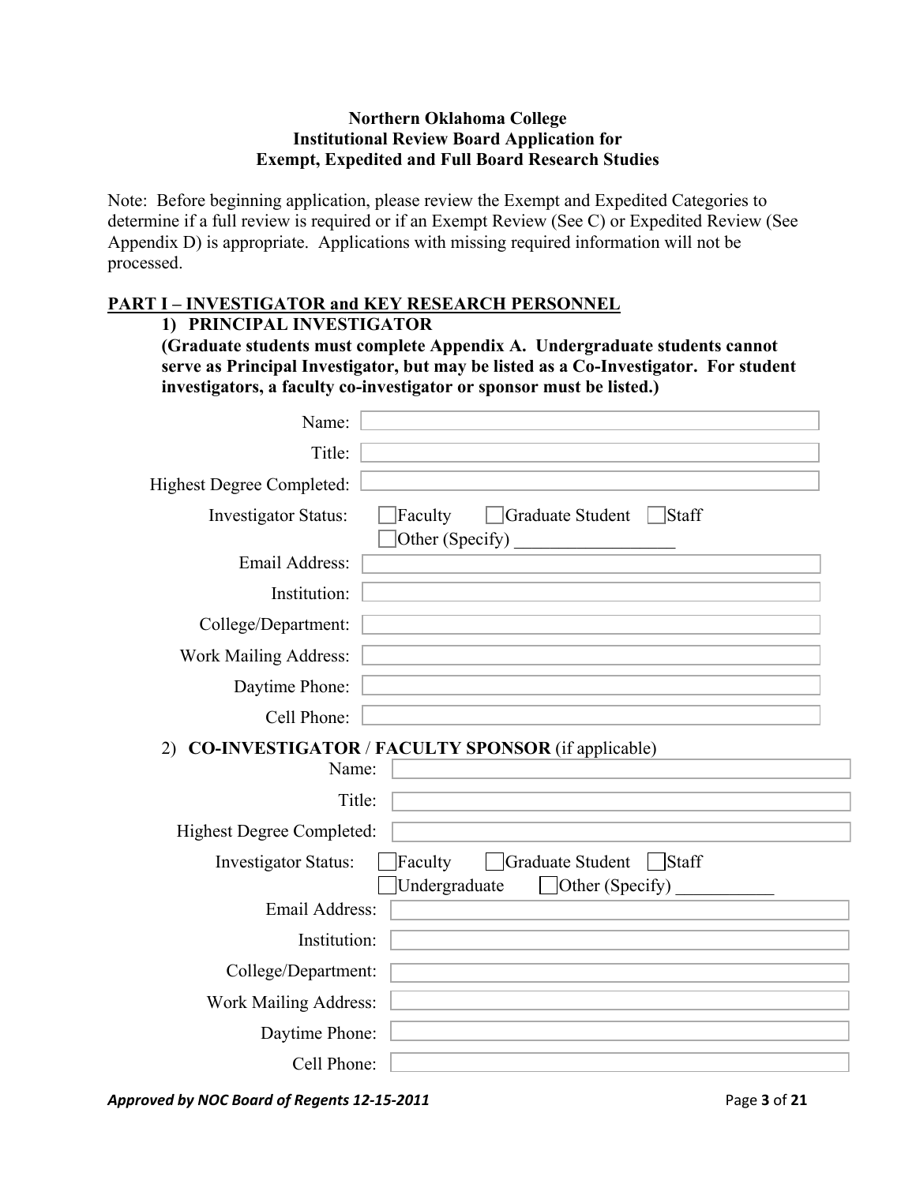**Northern Oklahoma College**
**Institutional Review Board Application for**
**Exempt, Expedited and Full Board Research Studies**

Note: Before beginning application, please review the Exempt and Expedited Categories to determine if a full review is required or if an Exempt Review (See C) or Expedited Review (See Appendix D) is appropriate. Applications with missing required information will not be processed.

## PART I – INVESTIGATOR and KEY RESEARCH PERSONNEL

### 1) PRINCIPAL INVESTIGATOR

**(Graduate students must complete Appendix A. Undergraduate students cannot serve as Principal Investigator, but may be listed as a Co-Investigator. For student investigators, a faculty co-investigator or sponsor must be listed.)**

Name:

Title:

Highest Degree Completed:

Investigator Status: ☐ Faculty ☐ Graduate Student ☐ Staff ☐ Other (Specify) __________________

Email Address:

Institution:

College/Department:

Work Mailing Address:

Daytime Phone:

Cell Phone:

### 2) CO-INVESTIGATOR / FACULTY SPONSOR (if applicable)

Name:

Title:

Highest Degree Completed:

Investigator Status: ☐ Faculty ☐ Graduate Student ☐ Staff ☐ Undergraduate ☐ Other (Specify) ___________

Email Address:

Institution:

College/Department:

Work Mailing Address:

Daytime Phone:

Cell Phone:

*Approved by NOC Board of Regents 12-15-2011*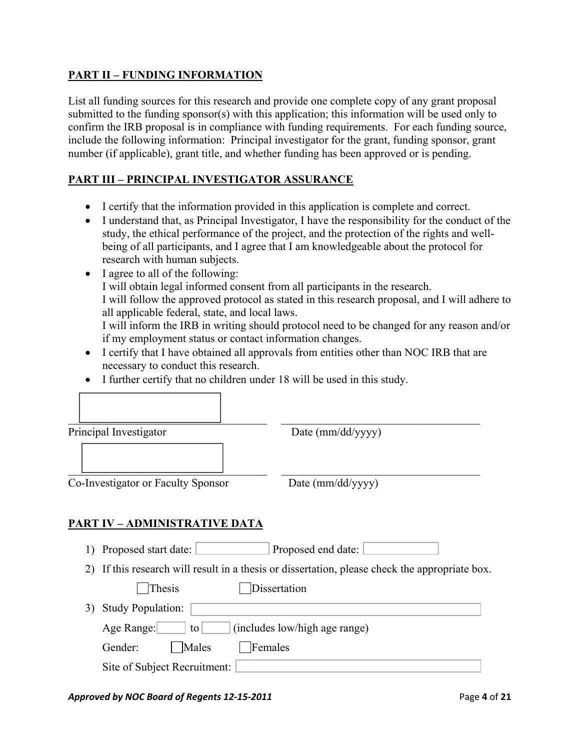## PART II – FUNDING INFORMATION

List all funding sources for this research and provide one complete copy of any grant proposal submitted to the funding sponsor(s) with this application; this information will be used only to confirm the IRB proposal is in compliance with funding requirements. For each funding source, include the following information: Principal investigator for the grant, funding sponsor, grant number (if applicable), grant title, and whether funding has been approved or is pending.

## PART III – PRINCIPAL INVESTIGATOR ASSURANCE

- I certify that the information provided in this application is complete and correct.
- I understand that, as Principal Investigator, I have the responsibility for the conduct of the study, the ethical performance of the project, and the protection of the rights and well-being of all participants, and I agree that I am knowledgeable about the protocol for research with human subjects.
- I agree to all of the following:
  I will obtain legal informed consent from all participants in the research.
  I will follow the approved protocol as stated in this research proposal, and I will adhere to all applicable federal, state, and local laws.
  I will inform the IRB in writing should protocol need to be changed for any reason and/or if my employment status or contact information changes.
- I certify that I have obtained all approvals from entities other than NOC IRB that are necessary to conduct this research.
- I further certify that no children under 18 will be used in this study.

______________________________ ______________________________
Principal Investigator Date (mm/dd/yyyy)

______________________________ ______________________________
Co-Investigator or Faculty Sponsor Date (mm/dd/yyyy)

## PART IV – ADMINISTRATIVE DATA

1) Proposed start date: ________ Proposed end date: ________
2) If this research will result in a thesis or dissertation, please check the appropriate box.

   ☐ Thesis ☐ Dissertation

3) Study Population: ________

   Age Range: ____ to ____ (includes low/high age range)

   Gender: ☐ Males ☐ Females

   Site of Subject Recruitment: ________

*Approved by NOC Board of Regents 12-15-2011*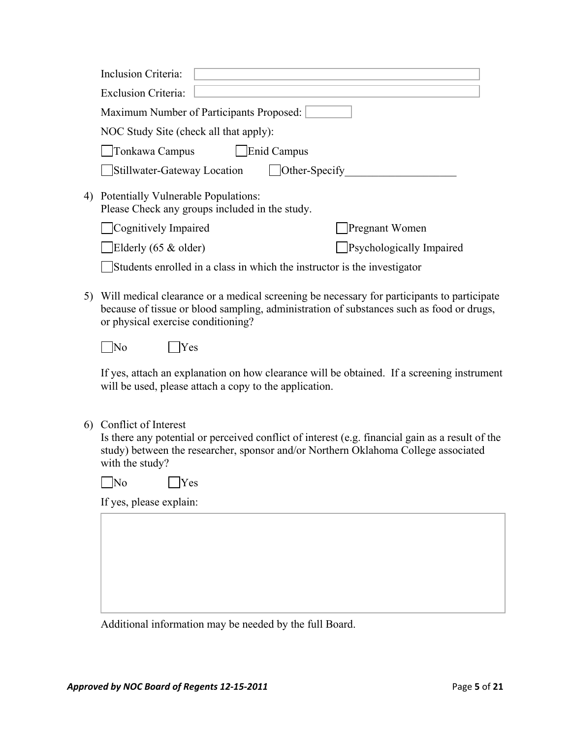Inclusion Criteria: ____________________

Exclusion Criteria: ____________________

Maximum Number of Participants Proposed: ________

NOC Study Site (check all that apply):

☐ Tonkawa Campus ☐ Enid Campus

☐ Stillwater-Gateway Location ☐ Other-Specify____________________

4) Potentially Vulnerable Populations:
   Please Check any groups included in the study.

   ☐ Cognitively Impaired ☐ Pregnant Women

   ☐ Elderly (65 & older) ☐ Psychologically Impaired

   ☐ Students enrolled in a class in which the instructor is the investigator

5) Will medical clearance or a medical screening be necessary for participants to participate because of tissue or blood sampling, administration of substances such as food or drugs, or physical exercise conditioning?

   ☐ No ☐ Yes

   If yes, attach an explanation on how clearance will be obtained. If a screening instrument will be used, please attach a copy to the application.

6) Conflict of Interest
   Is there any potential or perceived conflict of interest (e.g. financial gain as a result of the study) between the researcher, sponsor and/or Northern Oklahoma College associated with the study?

   ☐ No ☐ Yes

   If yes, please explain:

   ____________________

   Additional information may be needed by the full Board.

*Approved by NOC Board of Regents 12-15-2011*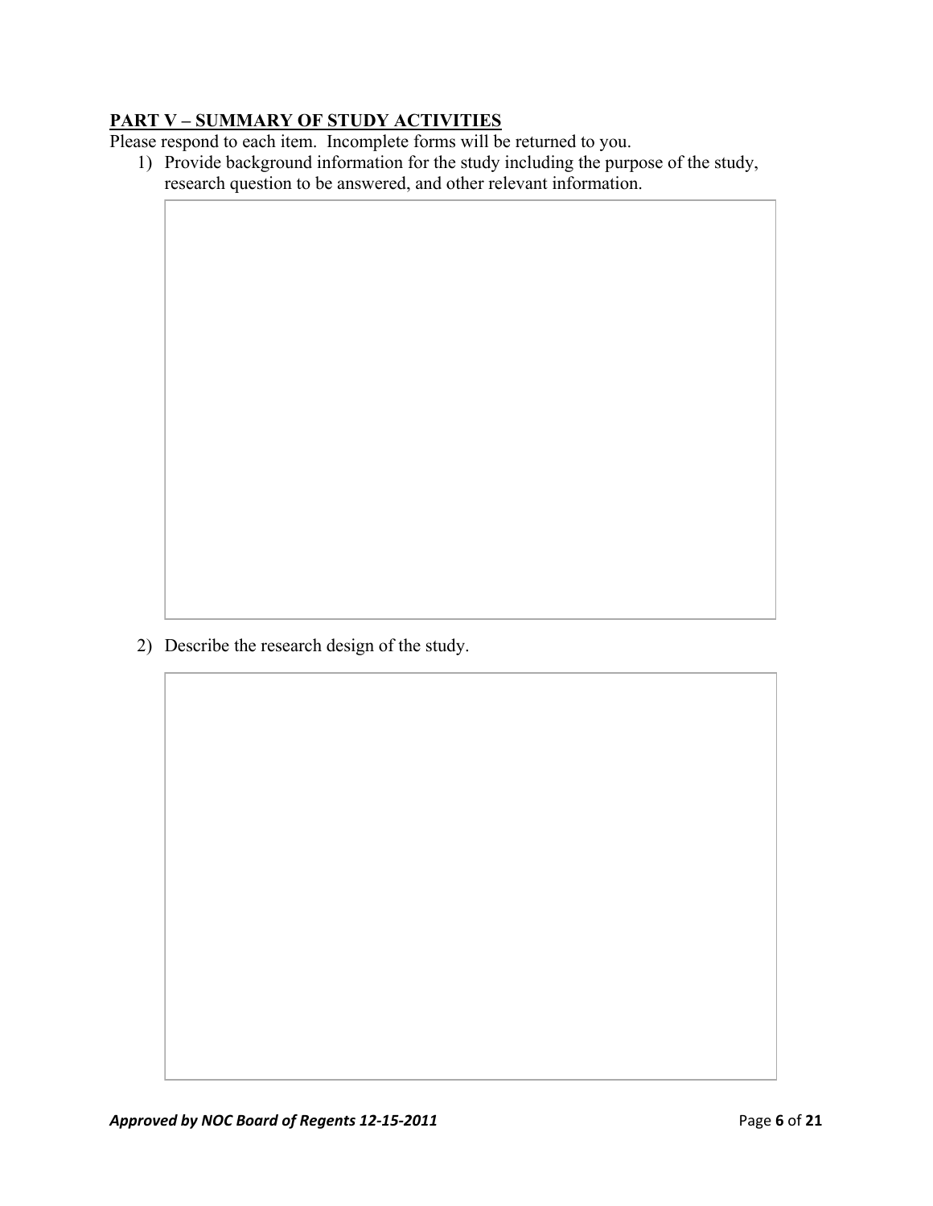## PART V – SUMMARY OF STUDY ACTIVITIES

Please respond to each item. Incomplete forms will be returned to you.

1) Provide background information for the study including the purpose of the study, research question to be answered, and other relevant information.

2) Describe the research design of the study.

*Approved by NOC Board of Regents 12-15-2011*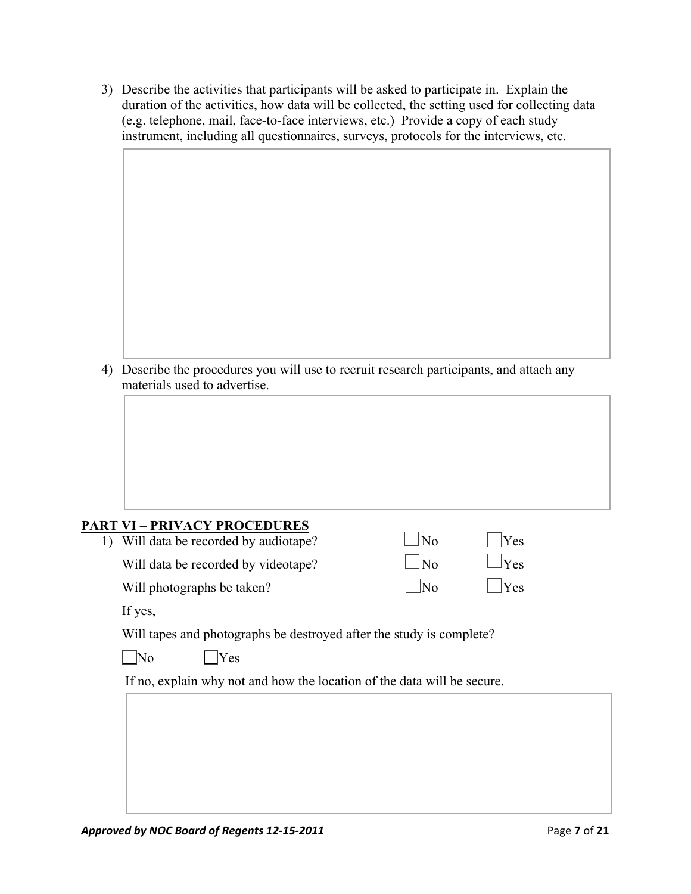3) Describe the activities that participants will be asked to participate in. Explain the duration of the activities, how data will be collected, the setting used for collecting data (e.g. telephone, mail, face-to-face interviews, etc.) Provide a copy of each study instrument, including all questionnaires, surveys, protocols for the interviews, etc.

4) Describe the procedures you will use to recruit research participants, and attach any materials used to advertise.

## PART VI – PRIVACY PROCEDURES

1) Will data be recorded by audiotape? ☐ No ☐ Yes

   Will data be recorded by videotape? ☐ No ☐ Yes

   Will photographs be taken? ☐ No ☐ Yes

   If yes,

   Will tapes and photographs be destroyed after the study is complete?

   ☐ No ☐ Yes

   If no, explain why not and how the location of the data will be secure.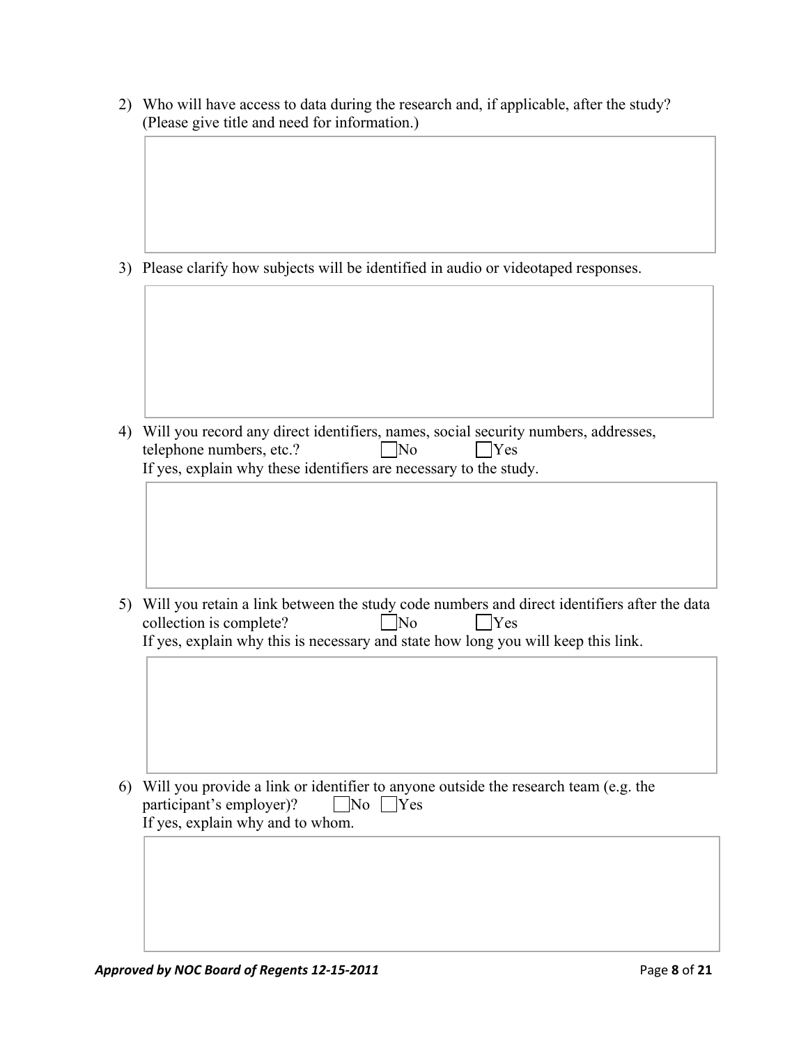2) Who will have access to data during the research and, if applicable, after the study? (Please give title and need for information.)

3) Please clarify how subjects will be identified in audio or videotaped responses.

4) Will you record any direct identifiers, names, social security numbers, addresses, telephone numbers, etc.? ☐No ☐Yes

   If yes, explain why these identifiers are necessary to the study.

5) Will you retain a link between the study code numbers and direct identifiers after the data collection is complete? ☐No ☐Yes

   If yes, explain why this is necessary and state how long you will keep this link.

6) Will you provide a link or identifier to anyone outside the research team (e.g. the participant's employer)? ☐No ☐Yes

   If yes, explain why and to whom.

***Approved by NOC Board of Regents 12-15-2011***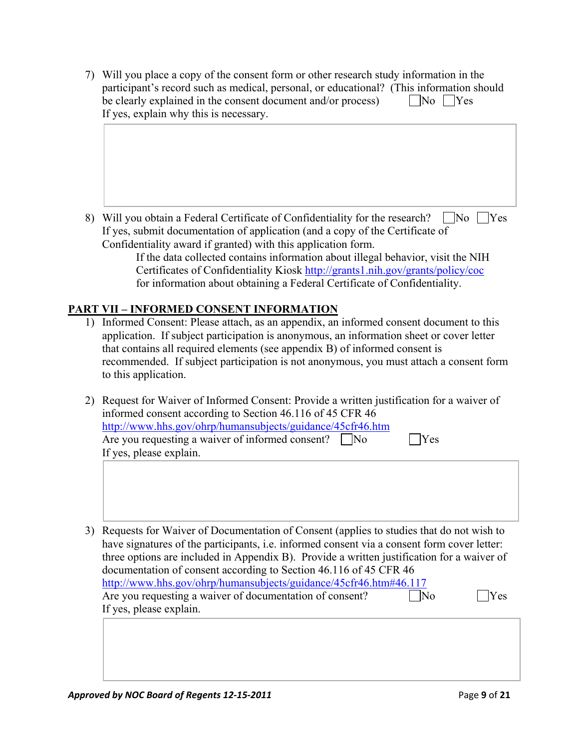7) Will you place a copy of the consent form or other research study information in the participant's record such as medical, personal, or educational? (This information should be clearly explained in the consent document and/or process) ☐ No ☐ Yes
   If yes, explain why this is necessary.

8) Will you obtain a Federal Certificate of Confidentiality for the research? ☐ No ☐ Yes
   If yes, submit documentation of application (and a copy of the Certificate of Confidentiality award if granted) with this application form.

   If the data collected contains information about illegal behavior, visit the NIH Certificates of Confidentiality Kiosk http://grants1.nih.gov/grants/policy/coc for information about obtaining a Federal Certificate of Confidentiality.

## PART VII – INFORMED CONSENT INFORMATION

1) Informed Consent: Please attach, as an appendix, an informed consent document to this application. If subject participation is anonymous, an information sheet or cover letter that contains all required elements (see appendix B) of informed consent is recommended. If subject participation is not anonymous, you must attach a consent form to this application.

2) Request for Waiver of Informed Consent: Provide a written justification for a waiver of informed consent according to Section 46.116 of 45 CFR 46 http://www.hhs.gov/ohrp/humansubjects/guidance/45cfr46.htm
   Are you requesting a waiver of informed consent? ☐ No ☐ Yes
   If yes, please explain.

3) Requests for Waiver of Documentation of Consent (applies to studies that do not wish to have signatures of the participants, i.e. informed consent via a consent form cover letter: three options are included in Appendix B). Provide a written justification for a waiver of documentation of consent according to Section 46.116 of 45 CFR 46 http://www.hhs.gov/ohrp/humansubjects/guidance/45cfr46.htm#46.117
   Are you requesting a waiver of documentation of consent? ☐ No ☐ Yes
   If yes, please explain.

***Approved by NOC Board of Regents 12-15-2011***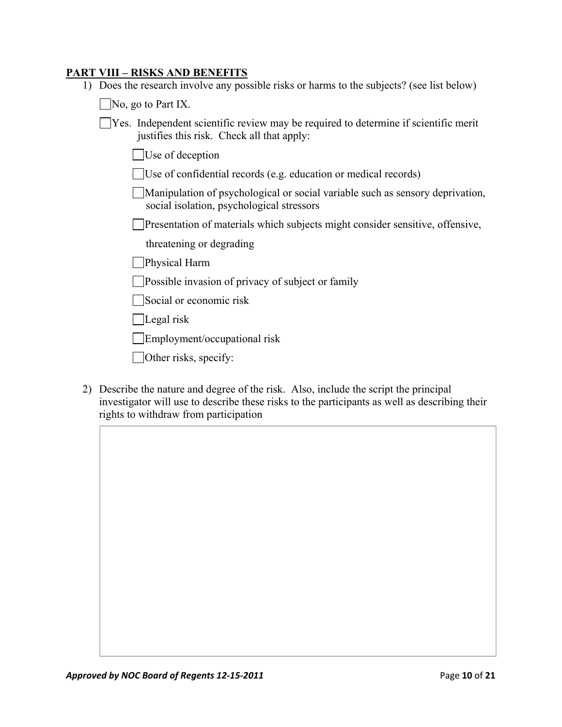## PART VIII – RISKS AND BENEFITS

1) Does the research involve any possible risks or harms to the subjects? (see list below)

   ☐ No, go to Part IX.

   ☐ Yes. Independent scientific review may be required to determine if scientific merit justifies this risk. Check all that apply:

   - ☐ Use of deception
   - ☐ Use of confidential records (e.g. education or medical records)
   - ☐ Manipulation of psychological or social variable such as sensory deprivation, social isolation, psychological stressors
   - ☐ Presentation of materials which subjects might consider sensitive, offensive, threatening or degrading
   - ☐ Physical Harm
   - ☐ Possible invasion of privacy of subject or family
   - ☐ Social or economic risk
   - ☐ Legal risk
   - ☐ Employment/occupational risk
   - ☐ Other risks, specify:

2) Describe the nature and degree of the risk. Also, include the script the principal investigator will use to describe these risks to the participants as well as describing their rights to withdraw from participation

| |
|---|
| |

*Approved by NOC Board of Regents 12-15-2011*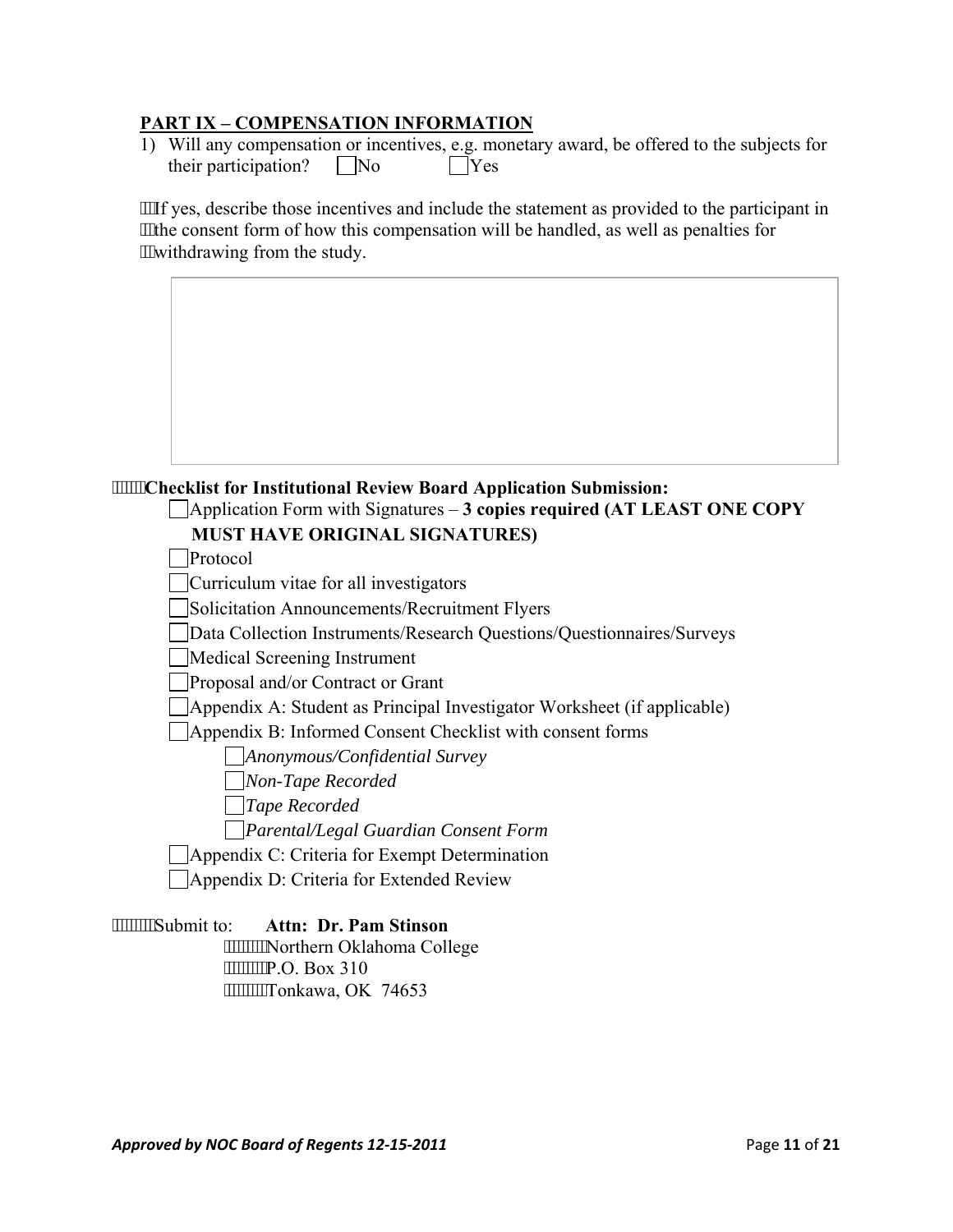## PART IX – COMPENSATION INFORMATION

1) Will any compensation or incentives, e.g. monetary award, be offered to the subjects for their participation? ☐ No ☐ Yes

If yes, describe those incentives and include the statement as provided to the participant in the consent form of how this compensation will be handled, as well as penalties for withdrawing from the study.

**Checklist for Institutional Review Board Application Submission:**

- ☐ Application Form with Signatures – **3 copies required (AT LEAST ONE COPY MUST HAVE ORIGINAL SIGNATURES)**
- ☐ Protocol
- ☐ Curriculum vitae for all investigators
- ☐ Solicitation Announcements/Recruitment Flyers
- ☐ Data Collection Instruments/Research Questions/Questionnaires/Surveys
- ☐ Medical Screening Instrument
- ☐ Proposal and/or Contract or Grant
- ☐ Appendix A: Student as Principal Investigator Worksheet (if applicable)
- ☐ Appendix B: Informed Consent Checklist with consent forms
  - ☐ *Anonymous/Confidential Survey*
  - ☐ *Non-Tape Recorded*
  - ☐ *Tape Recorded*
  - ☐ *Parental/Legal Guardian Consent Form*
- ☐ Appendix C: Criteria for Exempt Determination
- ☐ Appendix D: Criteria for Extended Review

Submit to: **Attn: Dr. Pam Stinson**
Northern Oklahoma College
P.O. Box 310
Tonkawa, OK 74653

*Approved by NOC Board of Regents 12-15-2011*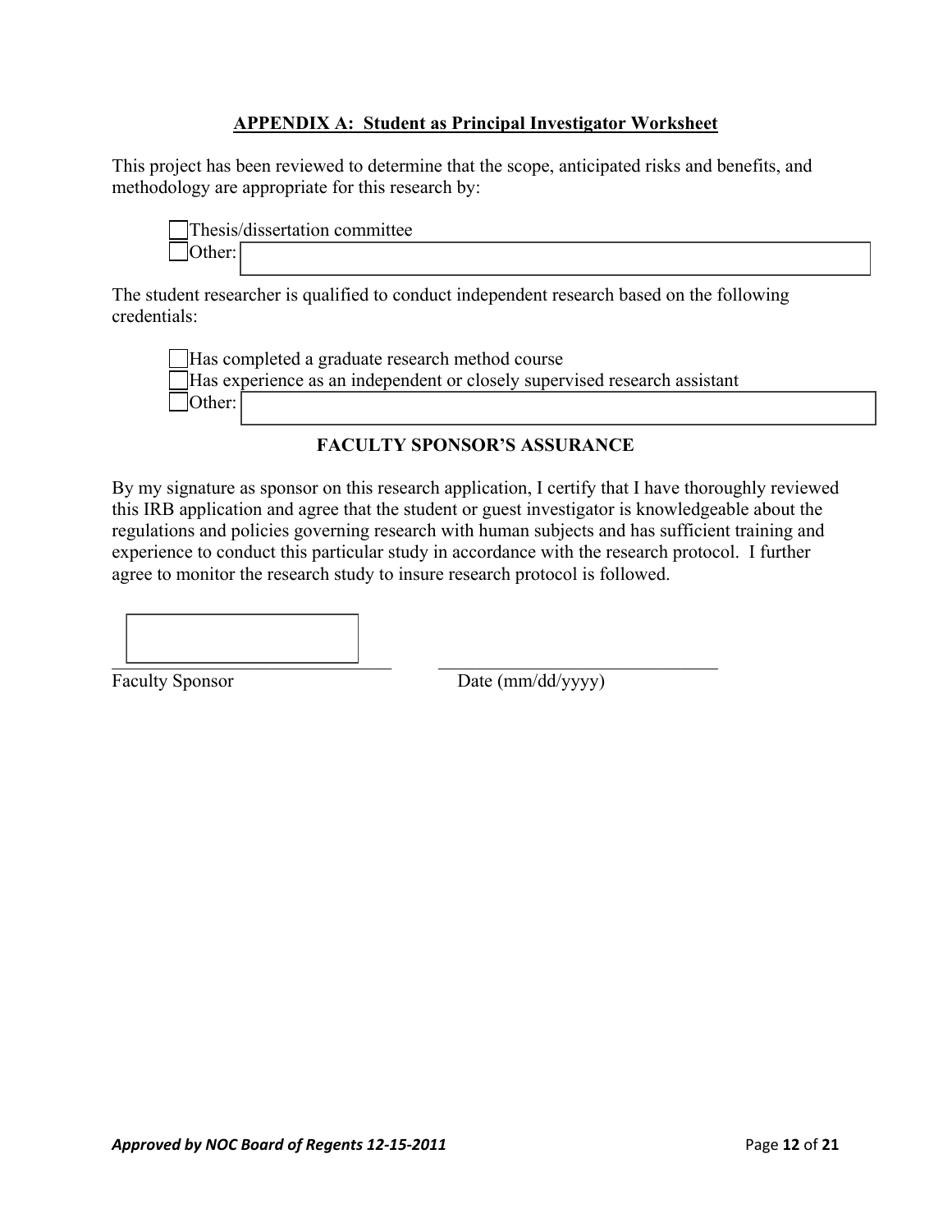## APPENDIX A: Student as Principal Investigator Worksheet

This project has been reviewed to determine that the scope, anticipated risks and benefits, and methodology are appropriate for this research by:

- ☐ Thesis/dissertation committee
- ☐ Other: ____________________

The student researcher is qualified to conduct independent research based on the following credentials:

- ☐ Has completed a graduate research method course
- ☐ Has experience as an independent or closely supervised research assistant
- ☐ Other: ____________________

### FACULTY SPONSOR'S ASSURANCE

By my signature as sponsor on this research application, I certify that I have thoroughly reviewed this IRB application and agree that the student or guest investigator is knowledgeable about the regulations and policies governing research with human subjects and has sufficient training and experience to conduct this particular study in accordance with the research protocol. I further agree to monitor the research study to insure research protocol is followed.

______________________________ ______________________________

Faculty Sponsor Date (mm/dd/yyyy)

*Approved by NOC Board of Regents 12-15-2011*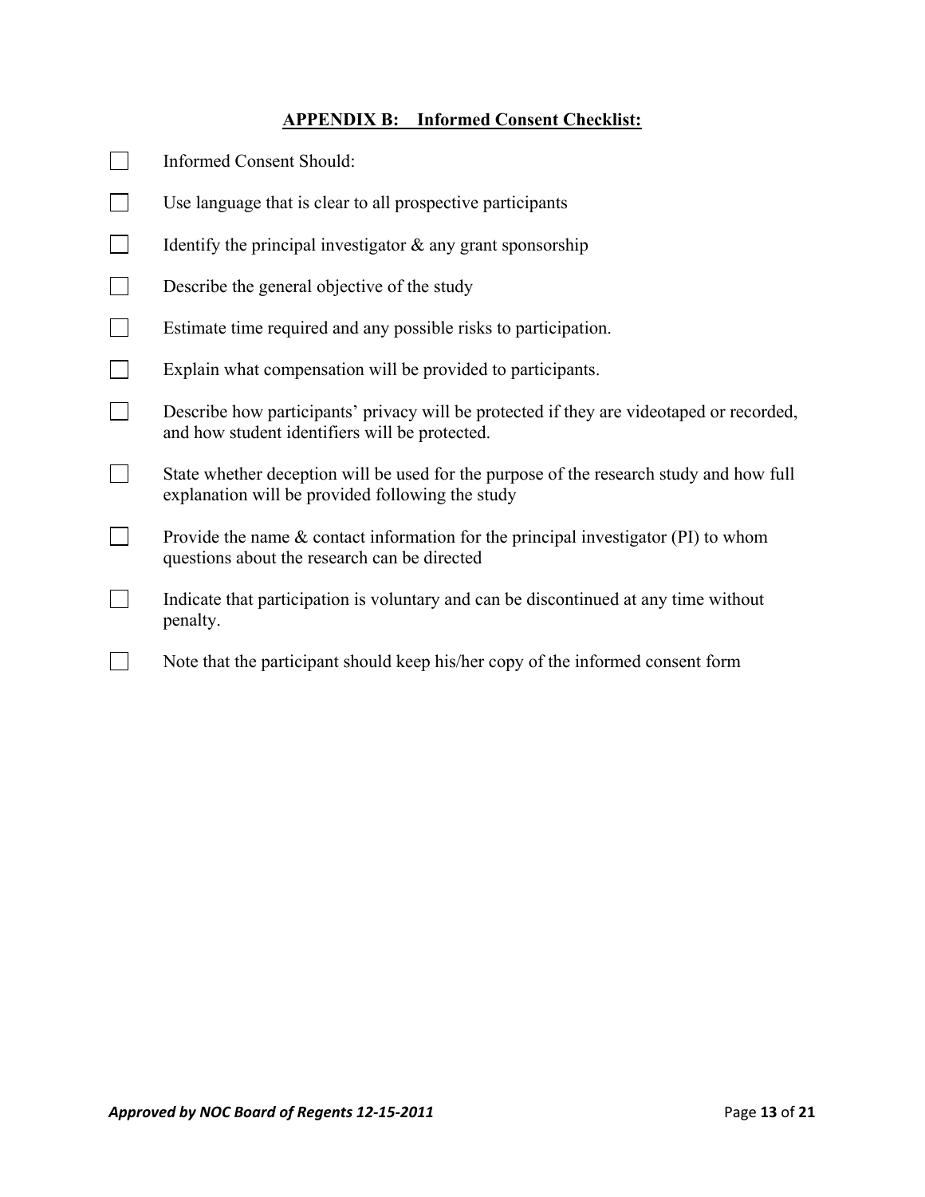## APPENDIX B: Informed Consent Checklist:

- [ ] Informed Consent Should:
- [ ] Use language that is clear to all prospective participants
- [ ] Identify the principal investigator & any grant sponsorship
- [ ] Describe the general objective of the study
- [ ] Estimate time required and any possible risks to participation.
- [ ] Explain what compensation will be provided to participants.
- [ ] Describe how participants' privacy will be protected if they are videotaped or recorded, and how student identifiers will be protected.
- [ ] State whether deception will be used for the purpose of the research study and how full explanation will be provided following the study
- [ ] Provide the name & contact information for the principal investigator (PI) to whom questions about the research can be directed
- [ ] Indicate that participation is voluntary and can be discontinued at any time without penalty.
- [ ] Note that the participant should keep his/her copy of the informed consent form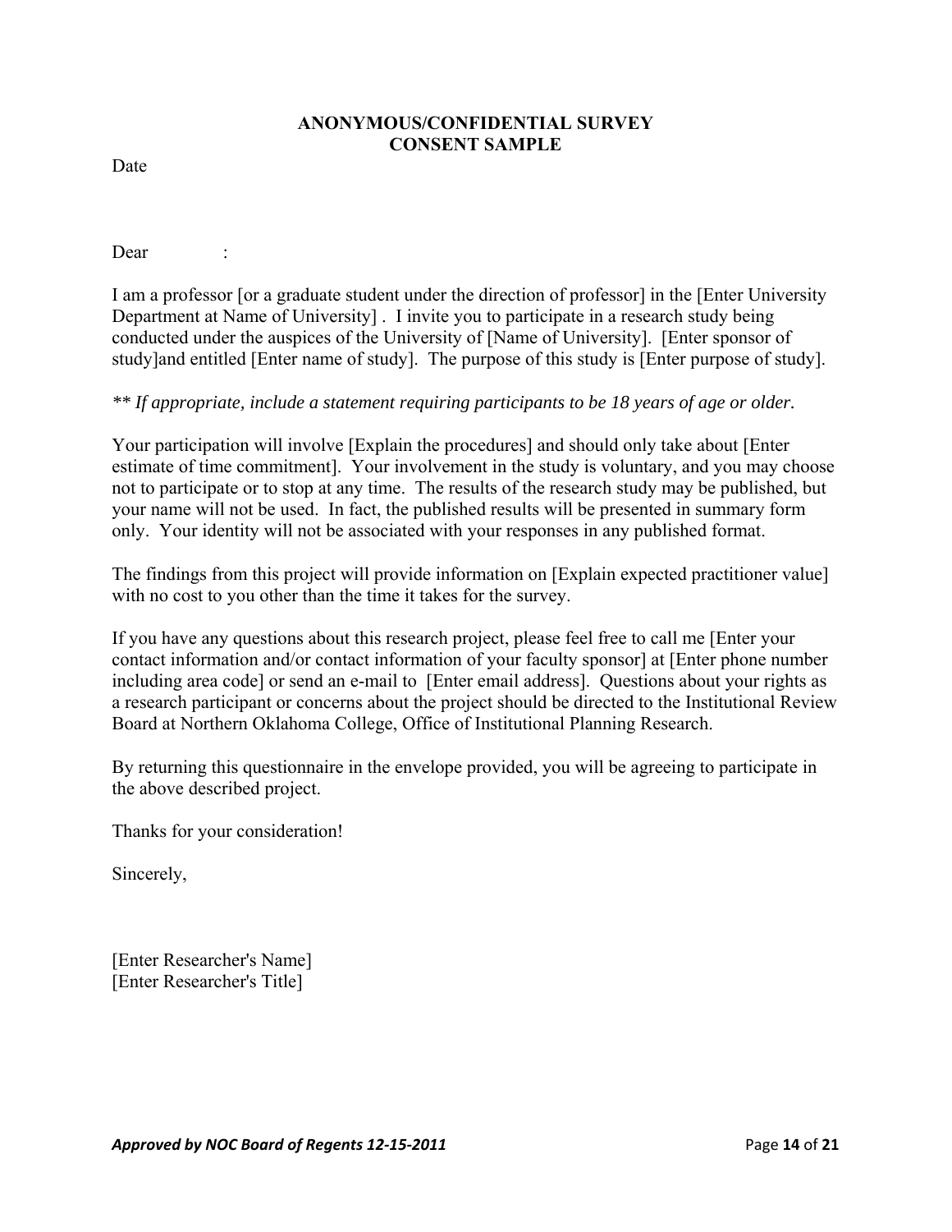**ANONYMOUS/CONFIDENTIAL SURVEY**
**CONSENT SAMPLE**

Date

Dear :

I am a professor [or a graduate student under the direction of professor] in the [Enter University Department at Name of University] . I invite you to participate in a research study being conducted under the auspices of the University of [Name of University]. [Enter sponsor of study]and entitled [Enter name of study]. The purpose of this study is [Enter purpose of study].

*** If appropriate, include a statement requiring participants to be 18 years of age or older.*

Your participation will involve [Explain the procedures] and should only take about [Enter estimate of time commitment]. Your involvement in the study is voluntary, and you may choose not to participate or to stop at any time. The results of the research study may be published, but your name will not be used. In fact, the published results will be presented in summary form only. Your identity will not be associated with your responses in any published format.

The findings from this project will provide information on [Explain expected practitioner value] with no cost to you other than the time it takes for the survey.

If you have any questions about this research project, please feel free to call me [Enter your contact information and/or contact information of your faculty sponsor] at [Enter phone number including area code] or send an e-mail to [Enter email address]. Questions about your rights as a research participant or concerns about the project should be directed to the Institutional Review Board at Northern Oklahoma College, Office of Institutional Planning Research.

By returning this questionnaire in the envelope provided, you will be agreeing to participate in the above described project.

Thanks for your consideration!

Sincerely,

[Enter Researcher's Name]
[Enter Researcher's Title]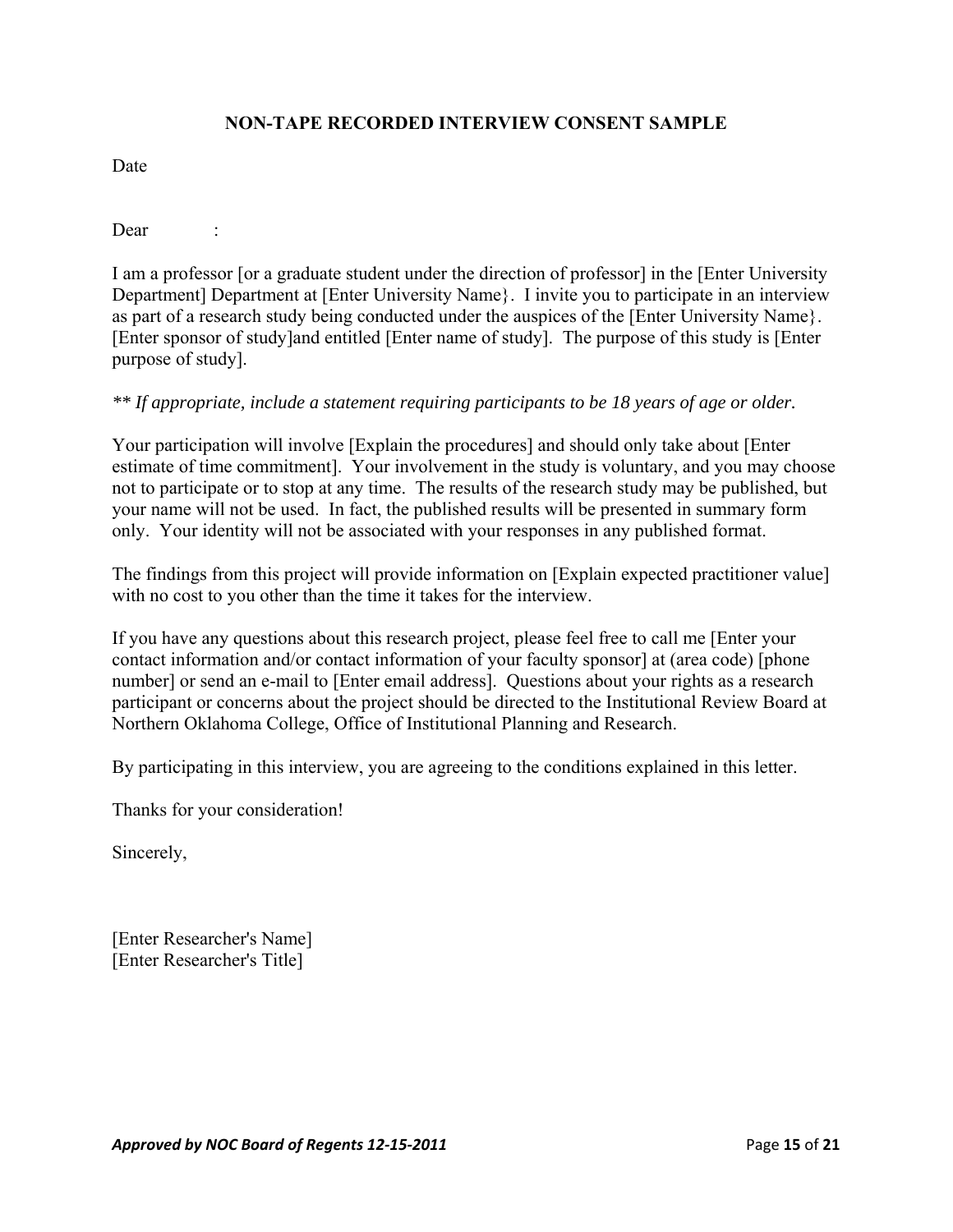**NON-TAPE RECORDED INTERVIEW CONSENT SAMPLE**

Date

Dear :

I am a professor [or a graduate student under the direction of professor] in the [Enter University Department] Department at [Enter University Name}. I invite you to participate in an interview as part of a research study being conducted under the auspices of the [Enter University Name}. [Enter sponsor of study]and entitled [Enter name of study]. The purpose of this study is [Enter purpose of study].

*** If appropriate, include a statement requiring participants to be 18 years of age or older.*

Your participation will involve [Explain the procedures] and should only take about [Enter estimate of time commitment]. Your involvement in the study is voluntary, and you may choose not to participate or to stop at any time. The results of the research study may be published, but your name will not be used. In fact, the published results will be presented in summary form only. Your identity will not be associated with your responses in any published format.

The findings from this project will provide information on [Explain expected practitioner value] with no cost to you other than the time it takes for the interview.

If you have any questions about this research project, please feel free to call me [Enter your contact information and/or contact information of your faculty sponsor] at (area code) [phone number] or send an e-mail to [Enter email address]. Questions about your rights as a research participant or concerns about the project should be directed to the Institutional Review Board at Northern Oklahoma College, Office of Institutional Planning and Research.

By participating in this interview, you are agreeing to the conditions explained in this letter.

Thanks for your consideration!

Sincerely,

[Enter Researcher's Name]
[Enter Researcher's Title]

***Approved by NOC Board of Regents 12-15-2011***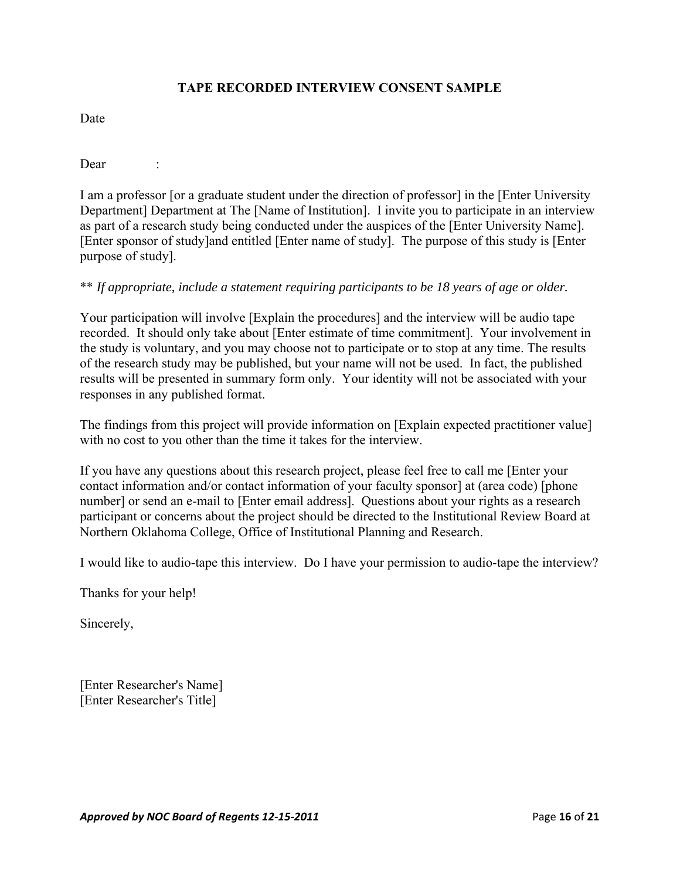## TAPE RECORDED INTERVIEW CONSENT SAMPLE

Date

Dear :

I am a professor [or a graduate student under the direction of professor] in the [Enter University Department] Department at The [Name of Institution]. I invite you to participate in an interview as part of a research study being conducted under the auspices of the [Enter University Name]. [Enter sponsor of study]and entitled [Enter name of study]. The purpose of this study is [Enter purpose of study].

** *If appropriate, include a statement requiring participants to be 18 years of age or older.*

Your participation will involve [Explain the procedures] and the interview will be audio tape recorded. It should only take about [Enter estimate of time commitment]. Your involvement in the study is voluntary, and you may choose not to participate or to stop at any time. The results of the research study may be published, but your name will not be used. In fact, the published results will be presented in summary form only. Your identity will not be associated with your responses in any published format.

The findings from this project will provide information on [Explain expected practitioner value] with no cost to you other than the time it takes for the interview.

If you have any questions about this research project, please feel free to call me [Enter your contact information and/or contact information of your faculty sponsor] at (area code) [phone number] or send an e-mail to [Enter email address]. Questions about your rights as a research participant or concerns about the project should be directed to the Institutional Review Board at Northern Oklahoma College, Office of Institutional Planning and Research.

I would like to audio-tape this interview. Do I have your permission to audio-tape the interview?

Thanks for your help!

Sincerely,

[Enter Researcher's Name]
[Enter Researcher's Title]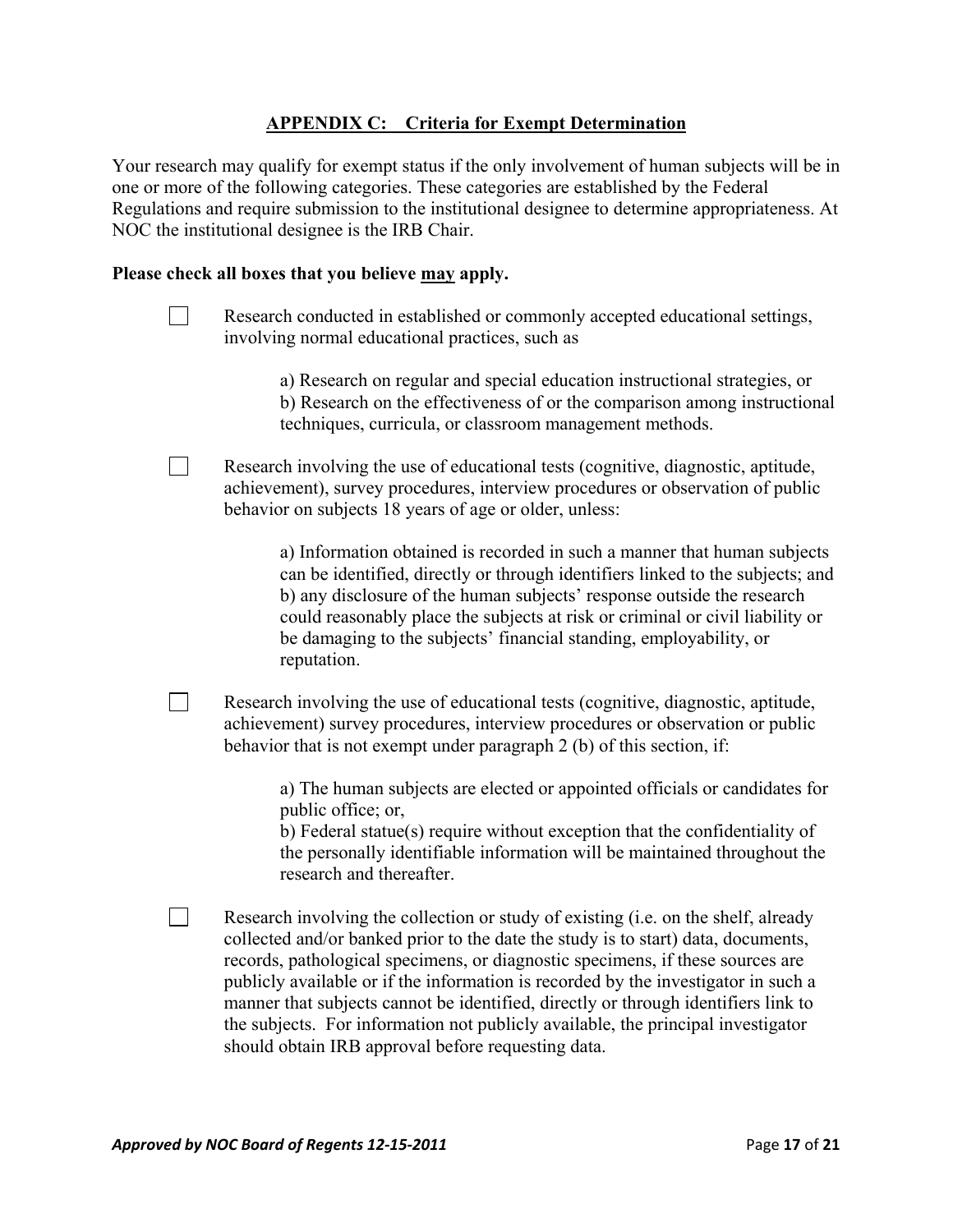## APPENDIX C: Criteria for Exempt Determination

Your research may qualify for exempt status if the only involvement of human subjects will be in one or more of the following categories. These categories are established by the Federal Regulations and require submission to the institutional designee to determine appropriateness. At NOC the institutional designee is the IRB Chair.

**Please check all boxes that you believe <u>may</u> apply.**

- [ ] Research conducted in established or commonly accepted educational settings, involving normal educational practices, such as

  a) Research on regular and special education instructional strategies, or
  b) Research on the effectiveness of or the comparison among instructional techniques, curricula, or classroom management methods.

- [ ] Research involving the use of educational tests (cognitive, diagnostic, aptitude, achievement), survey procedures, interview procedures or observation of public behavior on subjects 18 years of age or older, unless:

  a) Information obtained is recorded in such a manner that human subjects can be identified, directly or through identifiers linked to the subjects; and
  b) any disclosure of the human subjects' response outside the research could reasonably place the subjects at risk or criminal or civil liability or be damaging to the subjects' financial standing, employability, or reputation.

- [ ] Research involving the use of educational tests (cognitive, diagnostic, aptitude, achievement) survey procedures, interview procedures or observation or public behavior that is not exempt under paragraph 2 (b) of this section, if:

  a) The human subjects are elected or appointed officials or candidates for public office; or,
  b) Federal statue(s) require without exception that the confidentiality of the personally identifiable information will be maintained throughout the research and thereafter.

- [ ] Research involving the collection or study of existing (i.e. on the shelf, already collected and/or banked prior to the date the study is to start) data, documents, records, pathological specimens, or diagnostic specimens, if these sources are publicly available or if the information is recorded by the investigator in such a manner that subjects cannot be identified, directly or through identifiers link to the subjects. For information not publicly available, the principal investigator should obtain IRB approval before requesting data.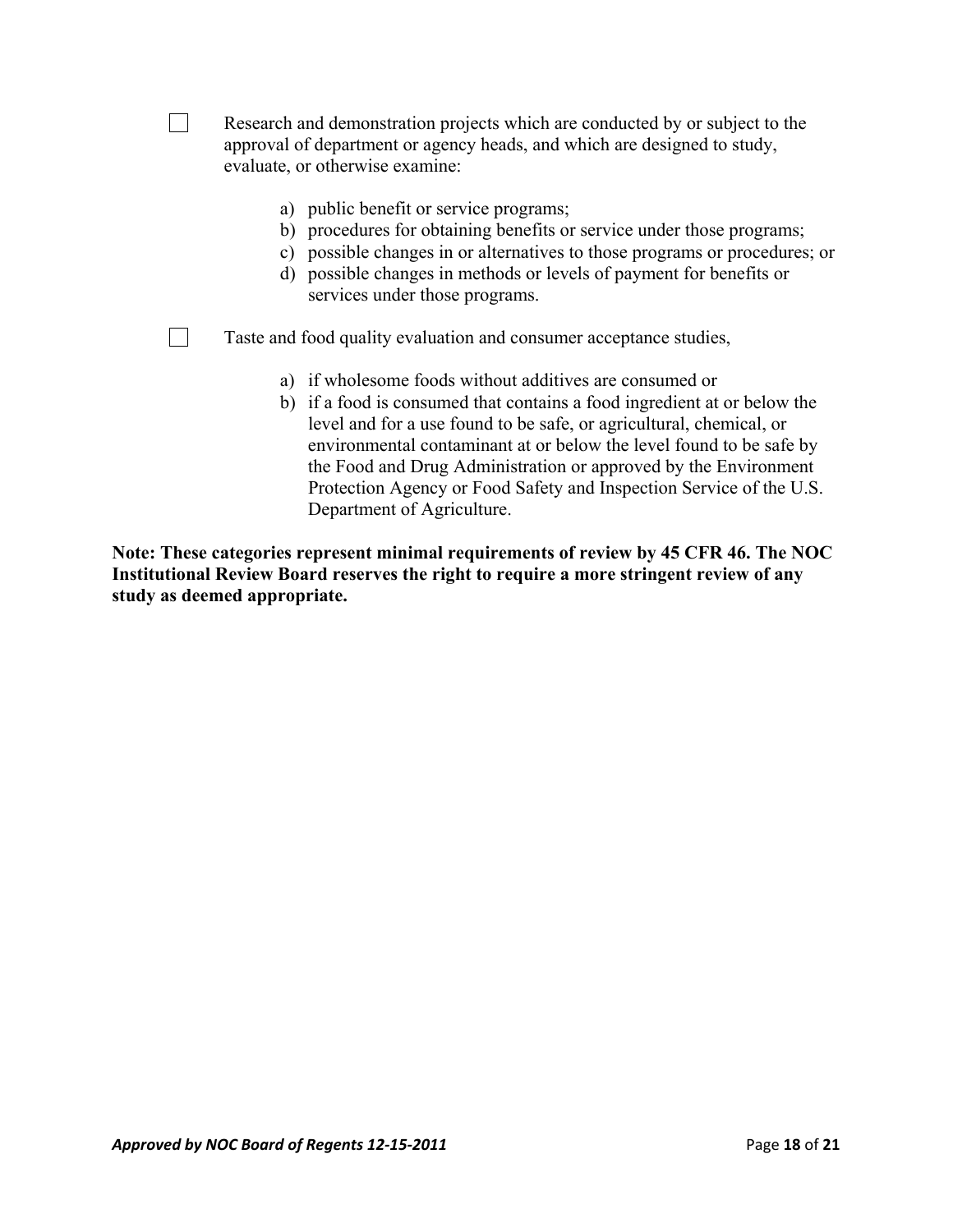☐ Research and demonstration projects which are conducted by or subject to the approval of department or agency heads, and which are designed to study, evaluate, or otherwise examine:

a) public benefit or service programs;
b) procedures for obtaining benefits or service under those programs;
c) possible changes in or alternatives to those programs or procedures; or
d) possible changes in methods or levels of payment for benefits or services under those programs.

☐ Taste and food quality evaluation and consumer acceptance studies,

a) if wholesome foods without additives are consumed or
b) if a food is consumed that contains a food ingredient at or below the level and for a use found to be safe, or agricultural, chemical, or environmental contaminant at or below the level found to be safe by the Food and Drug Administration or approved by the Environment Protection Agency or Food Safety and Inspection Service of the U.S. Department of Agriculture.

**Note: These categories represent minimal requirements of review by 45 CFR 46. The NOC Institutional Review Board reserves the right to require a more stringent review of any study as deemed appropriate.**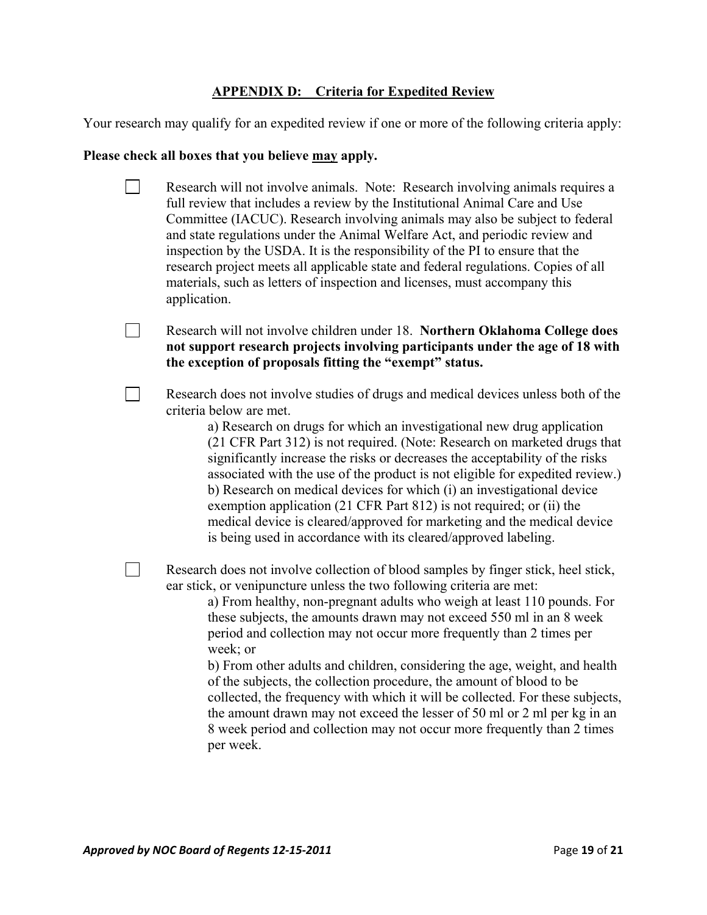## APPENDIX D: Criteria for Expedited Review

Your research may qualify for an expedited review if one or more of the following criteria apply:

**Please check all boxes that you believe may apply.**

- [ ] Research will not involve animals. Note: Research involving animals requires a full review that includes a review by the Institutional Animal Care and Use Committee (IACUC). Research involving animals may also be subject to federal and state regulations under the Animal Welfare Act, and periodic review and inspection by the USDA. It is the responsibility of the PI to ensure that the research project meets all applicable state and federal regulations. Copies of all materials, such as letters of inspection and licenses, must accompany this application.

- [ ] Research will not involve children under 18. **Northern Oklahoma College does not support research projects involving participants under the age of 18 with the exception of proposals fitting the "exempt" status.**

- [ ] Research does not involve studies of drugs and medical devices unless both of the criteria below are met.

  a) Research on drugs for which an investigational new drug application (21 CFR Part 312) is not required. (Note: Research on marketed drugs that significantly increase the risks or decreases the acceptability of the risks associated with the use of the product is not eligible for expedited review.)
  b) Research on medical devices for which (i) an investigational device exemption application (21 CFR Part 812) is not required; or (ii) the medical device is cleared/approved for marketing and the medical device is being used in accordance with its cleared/approved labeling.

- [ ] Research does not involve collection of blood samples by finger stick, heel stick, ear stick, or venipuncture unless the two following criteria are met:

  a) From healthy, non-pregnant adults who weigh at least 110 pounds. For these subjects, the amounts drawn may not exceed 550 ml in an 8 week period and collection may not occur more frequently than 2 times per week; or
  b) From other adults and children, considering the age, weight, and health of the subjects, the collection procedure, the amount of blood to be collected, the frequency with which it will be collected. For these subjects, the amount drawn may not exceed the lesser of 50 ml or 2 ml per kg in an 8 week period and collection may not occur more frequently than 2 times per week.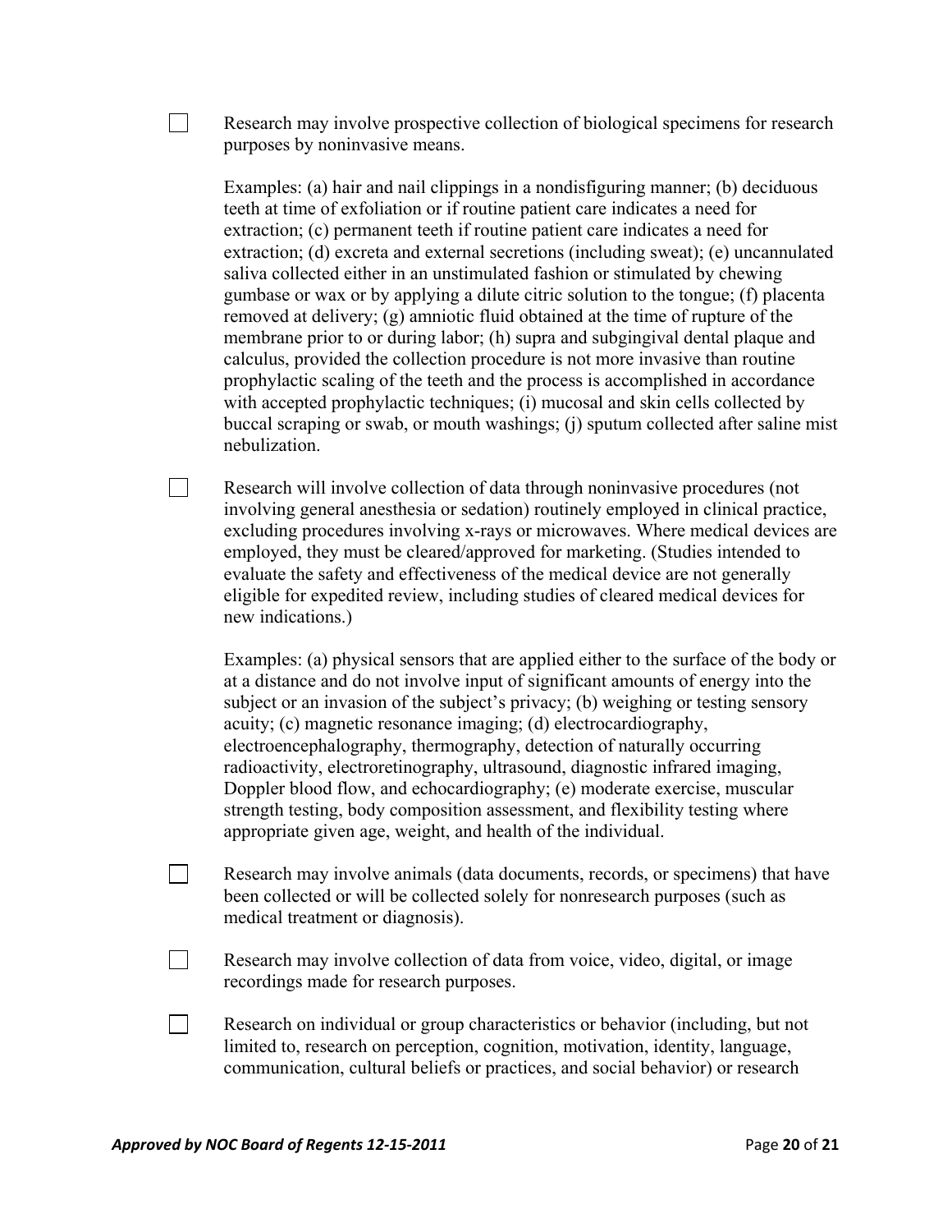- [ ] Research may involve prospective collection of biological specimens for research purposes by noninvasive means.

  Examples: (a) hair and nail clippings in a nondisfiguring manner; (b) deciduous teeth at time of exfoliation or if routine patient care indicates a need for extraction; (c) permanent teeth if routine patient care indicates a need for extraction; (d) excreta and external secretions (including sweat); (e) uncannulated saliva collected either in an unstimulated fashion or stimulated by chewing gumbase or wax or by applying a dilute citric solution to the tongue; (f) placenta removed at delivery; (g) amniotic fluid obtained at the time of rupture of the membrane prior to or during labor; (h) supra and subgingival dental plaque and calculus, provided the collection procedure is not more invasive than routine prophylactic scaling of the teeth and the process is accomplished in accordance with accepted prophylactic techniques; (i) mucosal and skin cells collected by buccal scraping or swab, or mouth washings; (j) sputum collected after saline mist nebulization.

- [ ] Research will involve collection of data through noninvasive procedures (not involving general anesthesia or sedation) routinely employed in clinical practice, excluding procedures involving x-rays or microwaves. Where medical devices are employed, they must be cleared/approved for marketing. (Studies intended to evaluate the safety and effectiveness of the medical device are not generally eligible for expedited review, including studies of cleared medical devices for new indications.)

  Examples: (a) physical sensors that are applied either to the surface of the body or at a distance and do not involve input of significant amounts of energy into the subject or an invasion of the subject's privacy; (b) weighing or testing sensory acuity; (c) magnetic resonance imaging; (d) electrocardiography, electroencephalography, thermography, detection of naturally occurring radioactivity, electroretinography, ultrasound, diagnostic infrared imaging, Doppler blood flow, and echocardiography; (e) moderate exercise, muscular strength testing, body composition assessment, and flexibility testing where appropriate given age, weight, and health of the individual.

- [ ] Research may involve animals (data documents, records, or specimens) that have been collected or will be collected solely for nonresearch purposes (such as medical treatment or diagnosis).

- [ ] Research may involve collection of data from voice, video, digital, or image recordings made for research purposes.

- [ ] Research on individual or group characteristics or behavior (including, but not limited to, research on perception, cognition, motivation, identity, language, communication, cultural beliefs or practices, and social behavior) or research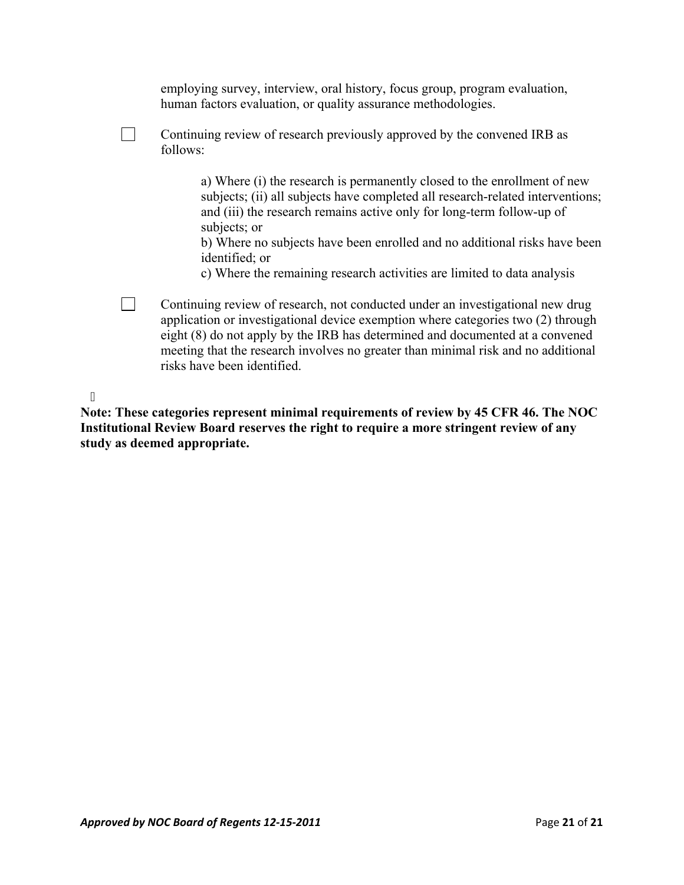employing survey, interview, oral history, focus group, program evaluation, human factors evaluation, or quality assurance methodologies.

☐ Continuing review of research previously approved by the convened IRB as follows:

a) Where (i) the research is permanently closed to the enrollment of new subjects; (ii) all subjects have completed all research-related interventions; and (iii) the research remains active only for long-term follow-up of subjects; or
b) Where no subjects have been enrolled and no additional risks have been identified; or
c) Where the remaining research activities are limited to data analysis

☐ Continuing review of research, not conducted under an investigational new drug application or investigational device exemption where categories two (2) through eight (8) do not apply by the IRB has determined and documented at a convened meeting that the research involves no greater than minimal risk and no additional risks have been identified.

**Note: These categories represent minimal requirements of review by 45 CFR 46. The NOC Institutional Review Board reserves the right to require a more stringent review of any study as deemed appropriate.**

***Approved by NOC Board of Regents 12-15-2011***